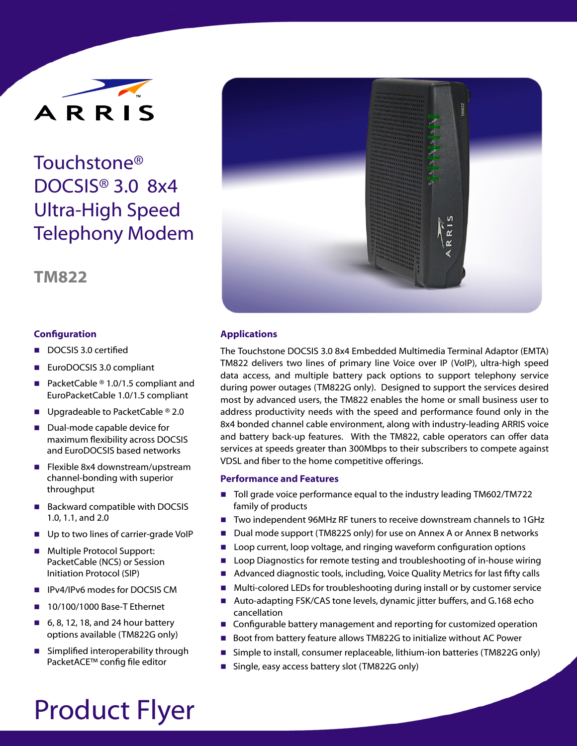ARRIS

# Touchstone® DOCSIS® 3.0 8x4 Ultra-High Speed Telephony Modem

## TM822

### Configuration

- DOCSIS 3.0 certified
- EuroDOCSIS 3.0 compliant
- PacketCable ® 1.0/1.5 compliant and EuroPacketCable 1.0/1.5 compliant
- Upgradeable to PacketCable ® 2.0
- Dual-mode capable device for maximum flexibility across DOCSIS and EuroDOCSIS based networks
- Flexible 8x4 downstream/upstream channel-bonding with superior throughput
- Backward compatible with DOCSIS 1.0, 1.1, and 2.0
- Up to two lines of carrier-grade VoIP
- Multiple Protocol Support: PacketCable (NCS) or Session Initiation Protocol (SIP)
- IPv4/IPv6 modes for DOCSIS CM
- 10/100/1000 Base-T Ethernet
- 6, 8, 12, 18, and 24 hour battery options available (TM822G only)
- Simplified interoperability through PacketACE™ config file editor

### Applications

The Touchstone DOCSIS 3.0 8x4 Embedded Multimedia Terminal Adaptor (EMTA) TM822 delivers two lines of primary line Voice over IP (VoIP), ultra-high speed data access, and multiple battery pack options to support telephony service during power outages (TM822G only). Designed to support the services desired most by advanced users, the TM822 enables the home or small business user to address productivity needs with the speed and performance found only in the 8x4 bonded channel cable environment, along with industry-leading ARRIS voice and battery back-up features. With the TM822, cable operators can offer data services at speeds greater than 300Mbps to their subscribers to compete against VDSL and fiber to the home competitive offerings.

### Performance and Features

- Toll grade voice performance equal to the industry leading TM602/TM722 family of products
- Two independent 96MHz RF tuners to receive downstream channels to 1GHz
- Dual mode support (TM822S only) for use on Annex A or Annex B networks
- Loop current, loop voltage, and ringing waveform configuration options
- Loop Diagnostics for remote testing and troubleshooting of in-house wiring
- Advanced diagnostic tools, including, Voice Quality Metrics for last fifty calls
- Multi-colored LEDs for troubleshooting during install or by customer service
- Auto-adapting FSK/CAS tone levels, dynamic jitter buffers, and G.168 echo cancellation
- Configurable battery management and reporting for customized operation
- Boot from battery feature allows TM822G to initialize without AC Power
- Simple to install, consumer replaceable, lithium-ion batteries (TM822G only)
- Single, easy access battery slot (TM822G only)

# Product Flyer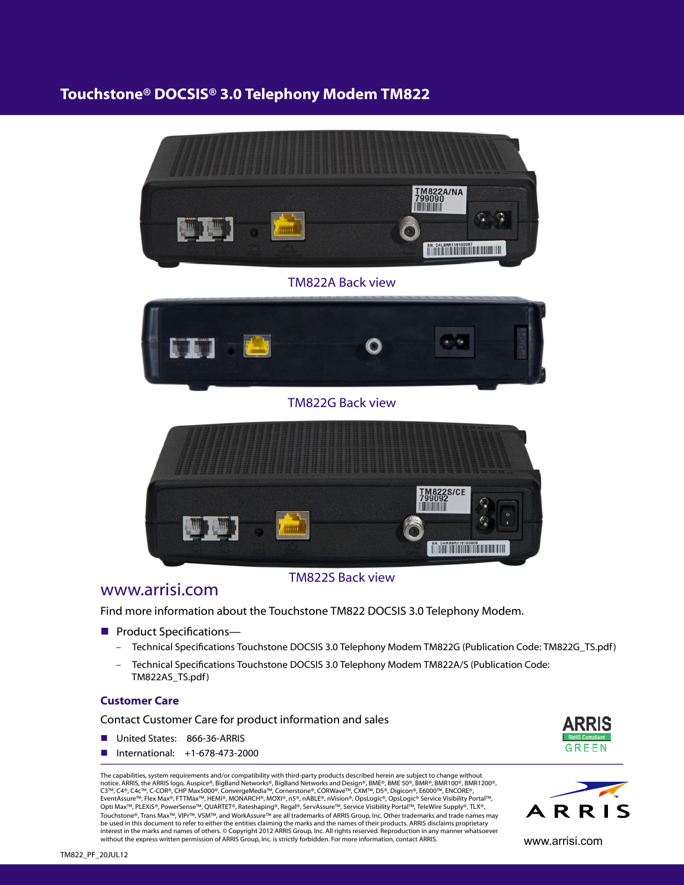# Touchstone® DOCSIS® 3.0 Telephony Modem TM822

TM822A Back view

TM822G Back view

TM822S Back view

## www.arrisi.com

Find more information about the Touchstone TM822 DOCSIS 3.0 Telephony Modem.

- Product Specifications—
  - Technical Specifications Touchstone DOCSIS 3.0 Telephony Modem TM822G (Publication Code: TM822G_TS.pdf)
  - Technical Specifications Touchstone DOCSIS 3.0 Telephony Modem TM822A/S (Publication Code: TM822AS_TS.pdf)

### Customer Care

Contact Customer Care for product information and sales

- United States: 866-36-ARRIS
- International: +1-678-473-2000

ARRIS RoHS Compliant GREEN

The capabilities, system requirements and/or compatibility with third-party products described herein are subject to change without notice. ARRIS, the ARRIS logo, Auspice®, BigBand Networks®, BigBand Networks and Design®, BME®, BME 50®, BMR®, BMR100®, BMR1200®, C3™, C4®, C4c™, C-COR®, CHP Max5000®, ConvergeMedia™, Cornerstone®, CORWave™, CXM™, D5®, Digicon®, E6000™, ENCORE®, EventAssure™, Flex Max®, FTTMax™, HEMi®, MONARCH®, MOXI®, n5®, nABLE®, nVision®, OpsLogic®, OpsLogic® Service Visibility Portal™, Opti Max™, PLEXiS®, PowerSense™, QUARTET®, Rateshaping®, Regal®, ServAssure™, Service Visibility Portal™, TeleWire Supply®, TLX®, Touchstone®, Trans Max™, VIPr™, VSM™, and WorkAssure™ are all trademarks of ARRIS Group, Inc. Other trademarks and trade names may be used in this document to refer to either the entities claiming the marks and the names of their products. ARRIS disclaims proprietary interest in the marks and names of others. © Copyright 2012 ARRIS Group, Inc. All rights reserved. Reproduction in any manner whatsoever without the express written permission of ARRIS Group, Inc. is strictly forbidden. For more information, contact ARRIS.

ARRIS

www.arrisi.com

TM822_PF_20JUL12